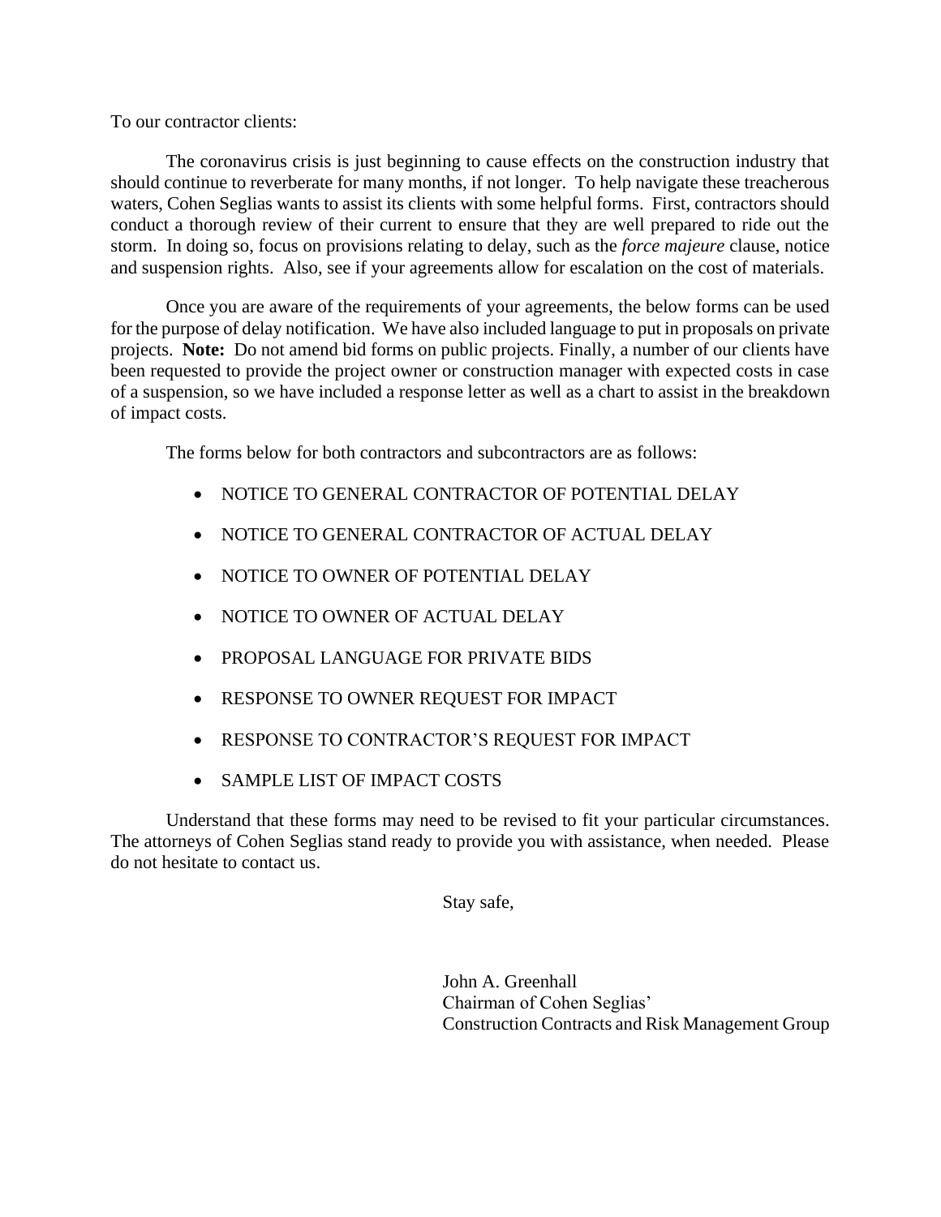To our contractor clients:

The coronavirus crisis is just beginning to cause effects on the construction industry that should continue to reverberate for many months, if not longer. To help navigate these treacherous waters, Cohen Seglias wants to assist its clients with some helpful forms. First, contractors should conduct a thorough review of their current to ensure that they are well prepared to ride out the storm. In doing so, focus on provisions relating to delay, such as the *force majeure* clause, notice and suspension rights. Also, see if your agreements allow for escalation on the cost of materials.

Once you are aware of the requirements of your agreements, the below forms can be used for the purpose of delay notification. We have also included language to put in proposals on private projects. **Note:** Do not amend bid forms on public projects. Finally, a number of our clients have been requested to provide the project owner or construction manager with expected costs in case of a suspension, so we have included a response letter as well as a chart to assist in the breakdown of impact costs.

The forms below for both contractors and subcontractors are as follows:

- NOTICE TO GENERAL CONTRACTOR OF POTENTIAL DELAY
- NOTICE TO GENERAL CONTRACTOR OF ACTUAL DELAY
- NOTICE TO OWNER OF POTENTIAL DELAY
- NOTICE TO OWNER OF ACTUAL DELAY
- PROPOSAL LANGUAGE FOR PRIVATE BIDS
- RESPONSE TO OWNER REQUEST FOR IMPACT
- RESPONSE TO CONTRACTOR'S REQUEST FOR IMPACT
- SAMPLE LIST OF IMPACT COSTS

Understand that these forms may need to be revised to fit your particular circumstances. The attorneys of Cohen Seglias stand ready to provide you with assistance, when needed. Please do not hesitate to contact us.

Stay safe,

John A. Greenhall
Chairman of Cohen Seglias'
Construction Contracts and Risk Management Group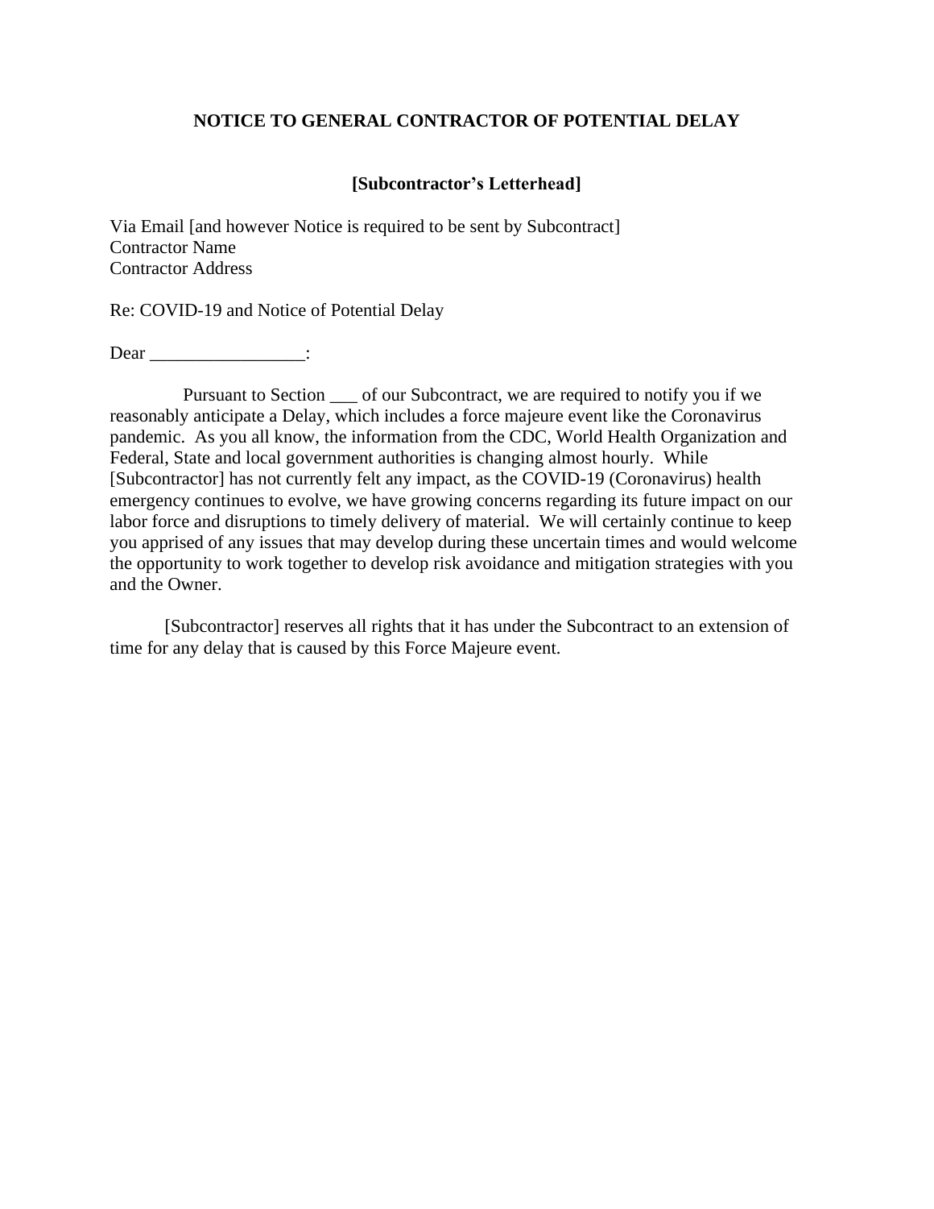**NOTICE TO GENERAL CONTRACTOR OF POTENTIAL DELAY**

**[Subcontractor's Letterhead]**

Via Email [and however Notice is required to be sent by Subcontract]
Contractor Name
Contractor Address

Re: COVID-19 and Notice of Potential Delay

Dear _________________:

Pursuant to Section ___ of our Subcontract, we are required to notify you if we reasonably anticipate a Delay, which includes a force majeure event like the Coronavirus pandemic. As you all know, the information from the CDC, World Health Organization and Federal, State and local government authorities is changing almost hourly. While [Subcontractor] has not currently felt any impact, as the COVID-19 (Coronavirus) health emergency continues to evolve, we have growing concerns regarding its future impact on our labor force and disruptions to timely delivery of material. We will certainly continue to keep you apprised of any issues that may develop during these uncertain times and would welcome the opportunity to work together to develop risk avoidance and mitigation strategies with you and the Owner.

[Subcontractor] reserves all rights that it has under the Subcontract to an extension of time for any delay that is caused by this Force Majeure event.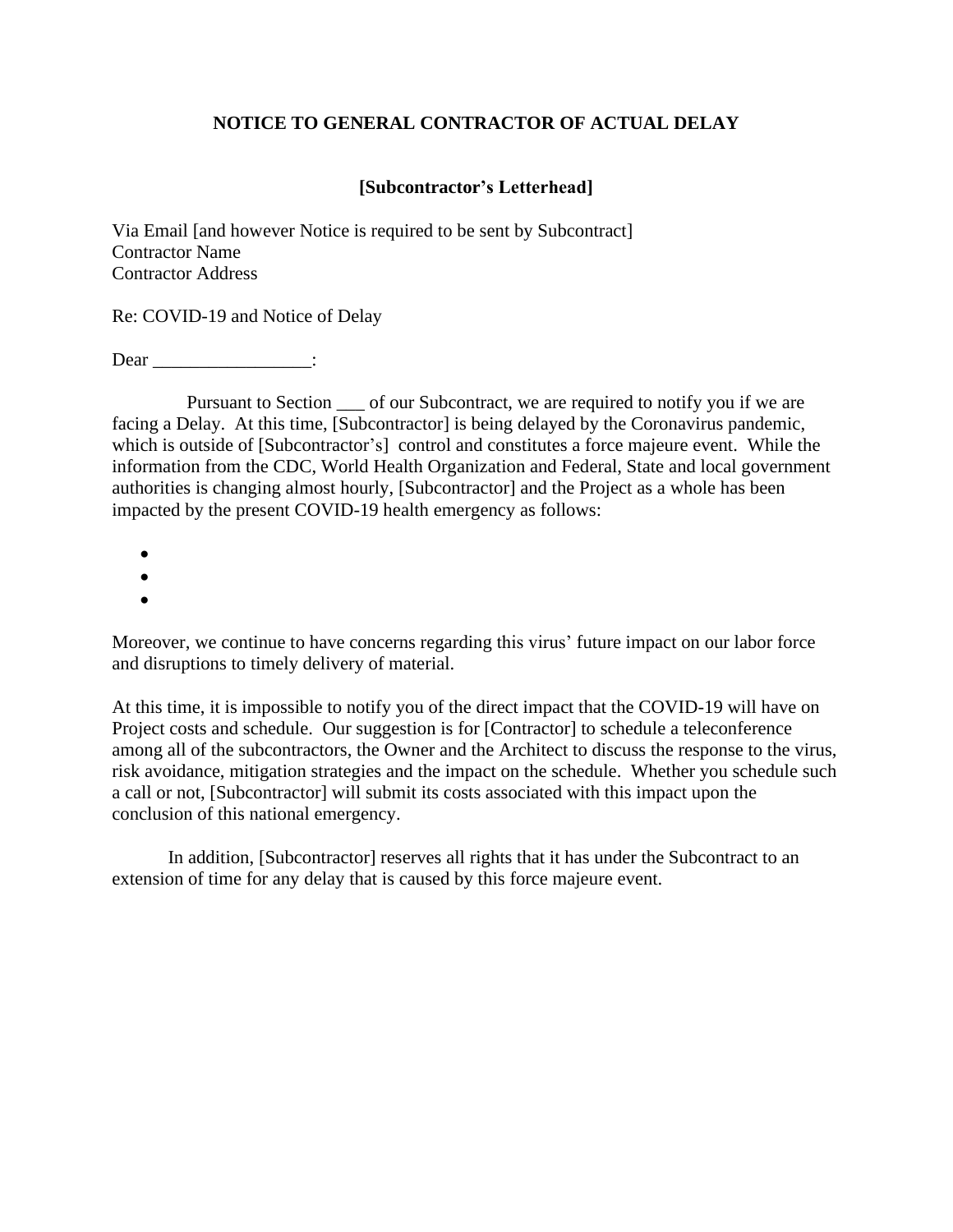# NOTICE TO GENERAL CONTRACTOR OF ACTUAL DELAY

**[Subcontractor's Letterhead]**

Via Email [and however Notice is required to be sent by Subcontract]
Contractor Name
Contractor Address

Re: COVID-19 and Notice of Delay

Dear _________________:

Pursuant to Section ___ of our Subcontract, we are required to notify you if we are facing a Delay. At this time, [Subcontractor] is being delayed by the Coronavirus pandemic, which is outside of [Subcontractor's] control and constitutes a force majeure event. While the information from the CDC, World Health Organization and Federal, State and local government authorities is changing almost hourly, [Subcontractor] and the Project as a whole has been impacted by the present COVID-19 health emergency as follows:

- 
- 
- 

Moreover, we continue to have concerns regarding this virus' future impact on our labor force and disruptions to timely delivery of material.

At this time, it is impossible to notify you of the direct impact that the COVID-19 will have on Project costs and schedule. Our suggestion is for [Contractor] to schedule a teleconference among all of the subcontractors, the Owner and the Architect to discuss the response to the virus, risk avoidance, mitigation strategies and the impact on the schedule. Whether you schedule such a call or not, [Subcontractor] will submit its costs associated with this impact upon the conclusion of this national emergency.

In addition, [Subcontractor] reserves all rights that it has under the Subcontract to an extension of time for any delay that is caused by this force majeure event.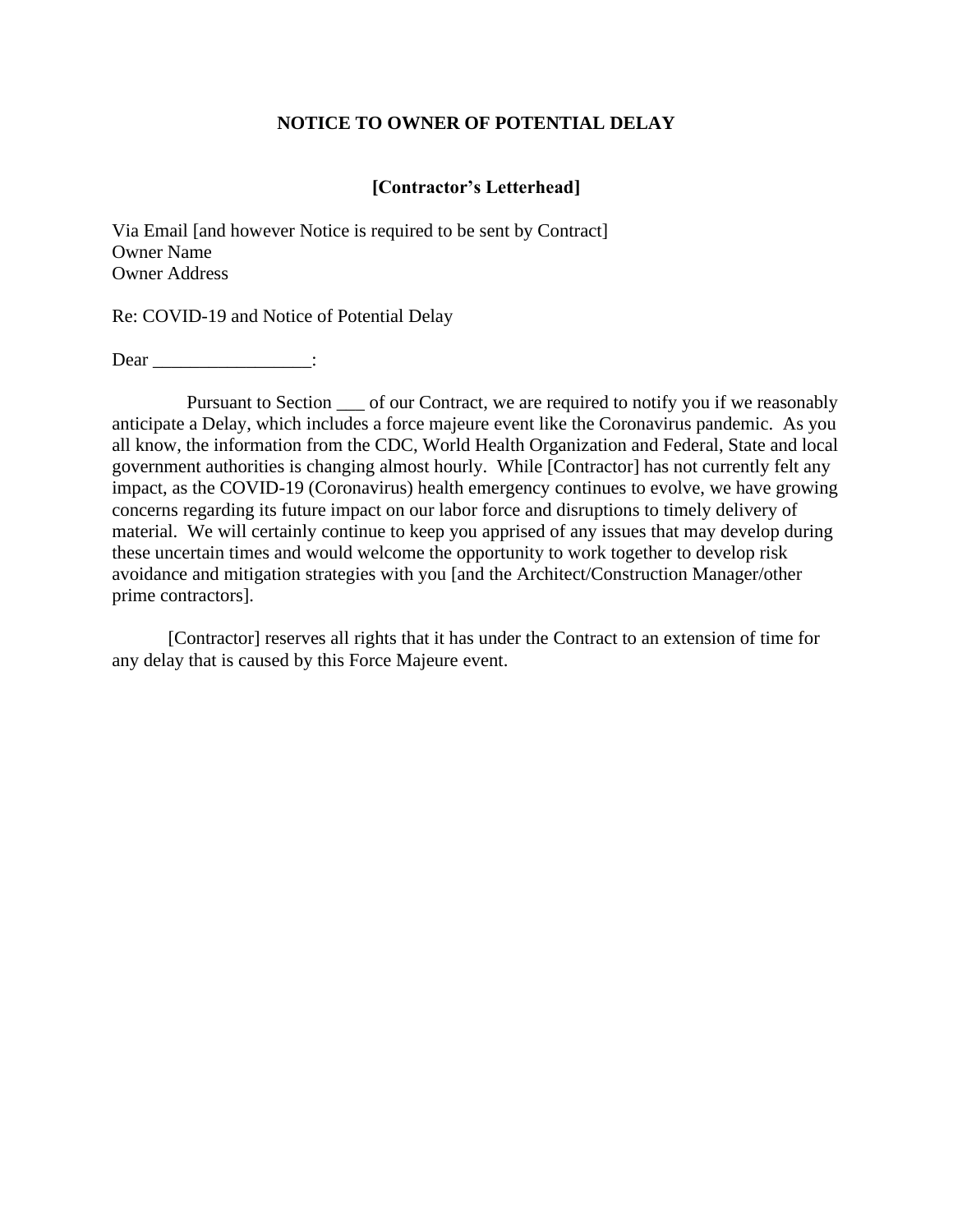# NOTICE TO OWNER OF POTENTIAL DELAY

**[Contractor's Letterhead]**

Via Email [and however Notice is required to be sent by Contract]
Owner Name
Owner Address

Re: COVID-19 and Notice of Potential Delay

Dear _________________:

Pursuant to Section ___ of our Contract, we are required to notify you if we reasonably anticipate a Delay, which includes a force majeure event like the Coronavirus pandemic. As you all know, the information from the CDC, World Health Organization and Federal, State and local government authorities is changing almost hourly. While [Contractor] has not currently felt any impact, as the COVID-19 (Coronavirus) health emergency continues to evolve, we have growing concerns regarding its future impact on our labor force and disruptions to timely delivery of material. We will certainly continue to keep you apprised of any issues that may develop during these uncertain times and would welcome the opportunity to work together to develop risk avoidance and mitigation strategies with you [and the Architect/Construction Manager/other prime contractors].

[Contractor] reserves all rights that it has under the Contract to an extension of time for any delay that is caused by this Force Majeure event.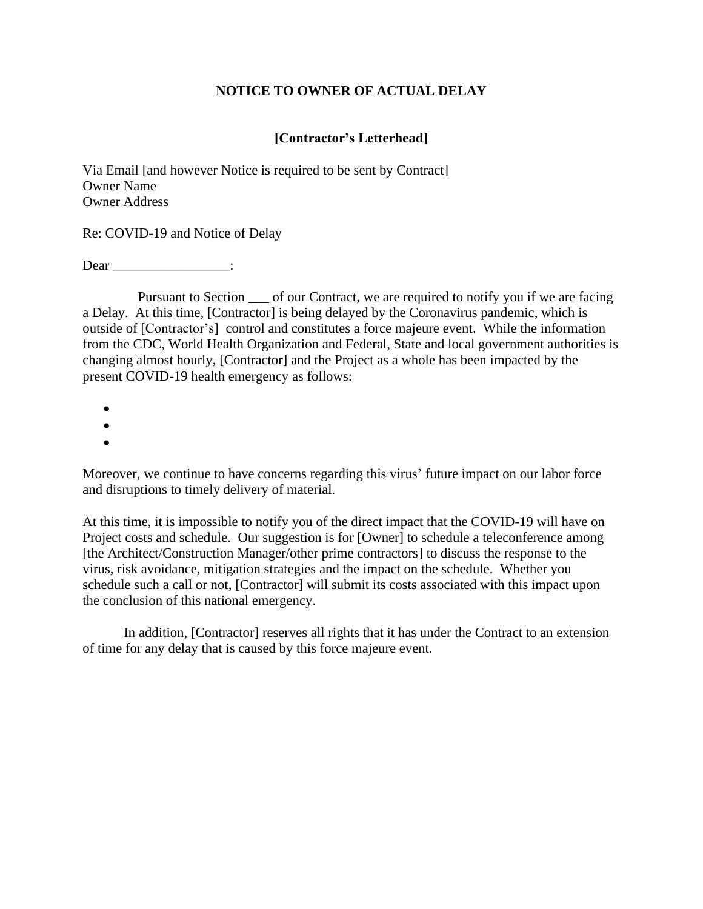**NOTICE TO OWNER OF ACTUAL DELAY**

**[Contractor's Letterhead]**

Via Email [and however Notice is required to be sent by Contract]
Owner Name
Owner Address

Re: COVID-19 and Notice of Delay

Dear _________________:

Pursuant to Section ___ of our Contract, we are required to notify you if we are facing a Delay. At this time, [Contractor] is being delayed by the Coronavirus pandemic, which is outside of [Contractor's] control and constitutes a force majeure event. While the information from the CDC, World Health Organization and Federal, State and local government authorities is changing almost hourly, [Contractor] and the Project as a whole has been impacted by the present COVID-19 health emergency as follows:

- 
- 
- 

Moreover, we continue to have concerns regarding this virus' future impact on our labor force and disruptions to timely delivery of material.

At this time, it is impossible to notify you of the direct impact that the COVID-19 will have on Project costs and schedule. Our suggestion is for [Owner] to schedule a teleconference among [the Architect/Construction Manager/other prime contractors] to discuss the response to the virus, risk avoidance, mitigation strategies and the impact on the schedule. Whether you schedule such a call or not, [Contractor] will submit its costs associated with this impact upon the conclusion of this national emergency.

In addition, [Contractor] reserves all rights that it has under the Contract to an extension of time for any delay that is caused by this force majeure event.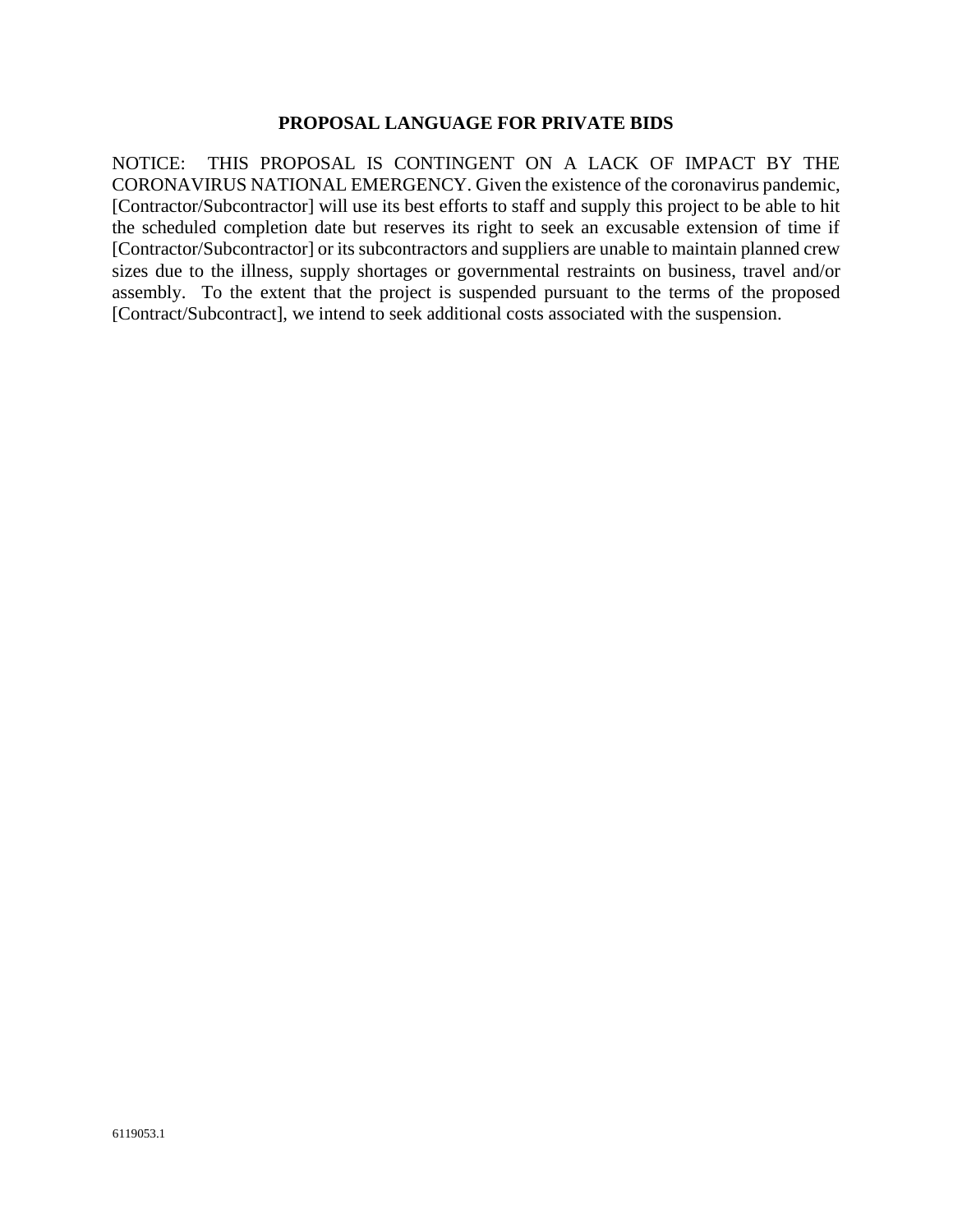## PROPOSAL LANGUAGE FOR PRIVATE BIDS

NOTICE: THIS PROPOSAL IS CONTINGENT ON A LACK OF IMPACT BY THE CORONAVIRUS NATIONAL EMERGENCY. Given the existence of the coronavirus pandemic, [Contractor/Subcontractor] will use its best efforts to staff and supply this project to be able to hit the scheduled completion date but reserves its right to seek an excusable extension of time if [Contractor/Subcontractor] or its subcontractors and suppliers are unable to maintain planned crew sizes due to the illness, supply shortages or governmental restraints on business, travel and/or assembly. To the extent that the project is suspended pursuant to the terms of the proposed [Contract/Subcontract], we intend to seek additional costs associated with the suspension.

6119053.1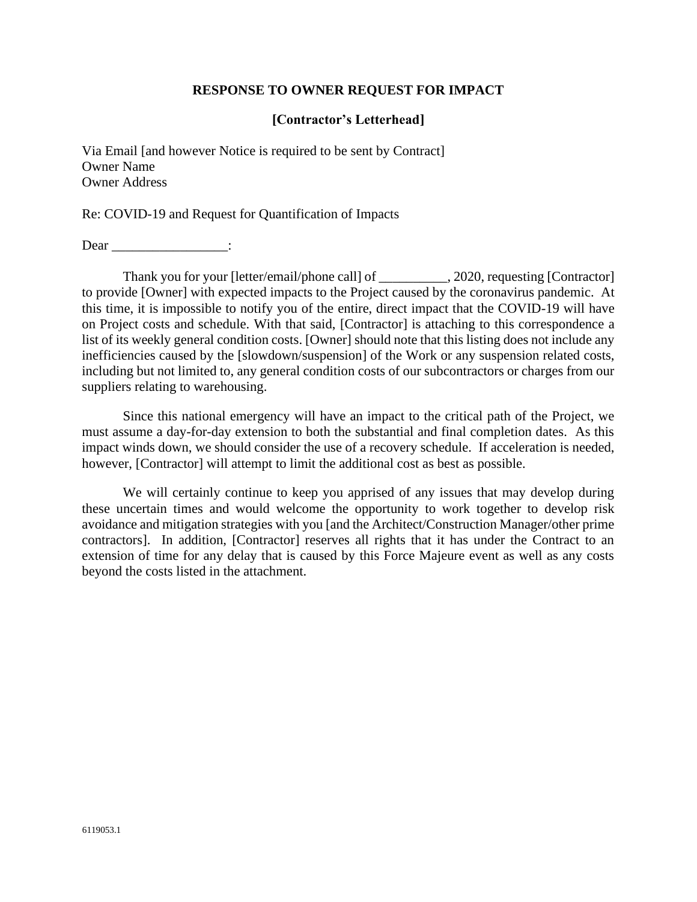**RESPONSE TO OWNER REQUEST FOR IMPACT**

**[Contractor's Letterhead]**

Via Email [and however Notice is required to be sent by Contract]
Owner Name
Owner Address

Re: COVID-19 and Request for Quantification of Impacts

Dear _________________:

Thank you for your [letter/email/phone call] of __________, 2020, requesting [Contractor] to provide [Owner] with expected impacts to the Project caused by the coronavirus pandemic. At this time, it is impossible to notify you of the entire, direct impact that the COVID-19 will have on Project costs and schedule. With that said, [Contractor] is attaching to this correspondence a list of its weekly general condition costs. [Owner] should note that this listing does not include any inefficiencies caused by the [slowdown/suspension] of the Work or any suspension related costs, including but not limited to, any general condition costs of our subcontractors or charges from our suppliers relating to warehousing.

Since this national emergency will have an impact to the critical path of the Project, we must assume a day-for-day extension to both the substantial and final completion dates. As this impact winds down, we should consider the use of a recovery schedule. If acceleration is needed, however, [Contractor] will attempt to limit the additional cost as best as possible.

We will certainly continue to keep you apprised of any issues that may develop during these uncertain times and would welcome the opportunity to work together to develop risk avoidance and mitigation strategies with you [and the Architect/Construction Manager/other prime contractors]. In addition, [Contractor] reserves all rights that it has under the Contract to an extension of time for any delay that is caused by this Force Majeure event as well as any costs beyond the costs listed in the attachment.

6119053.1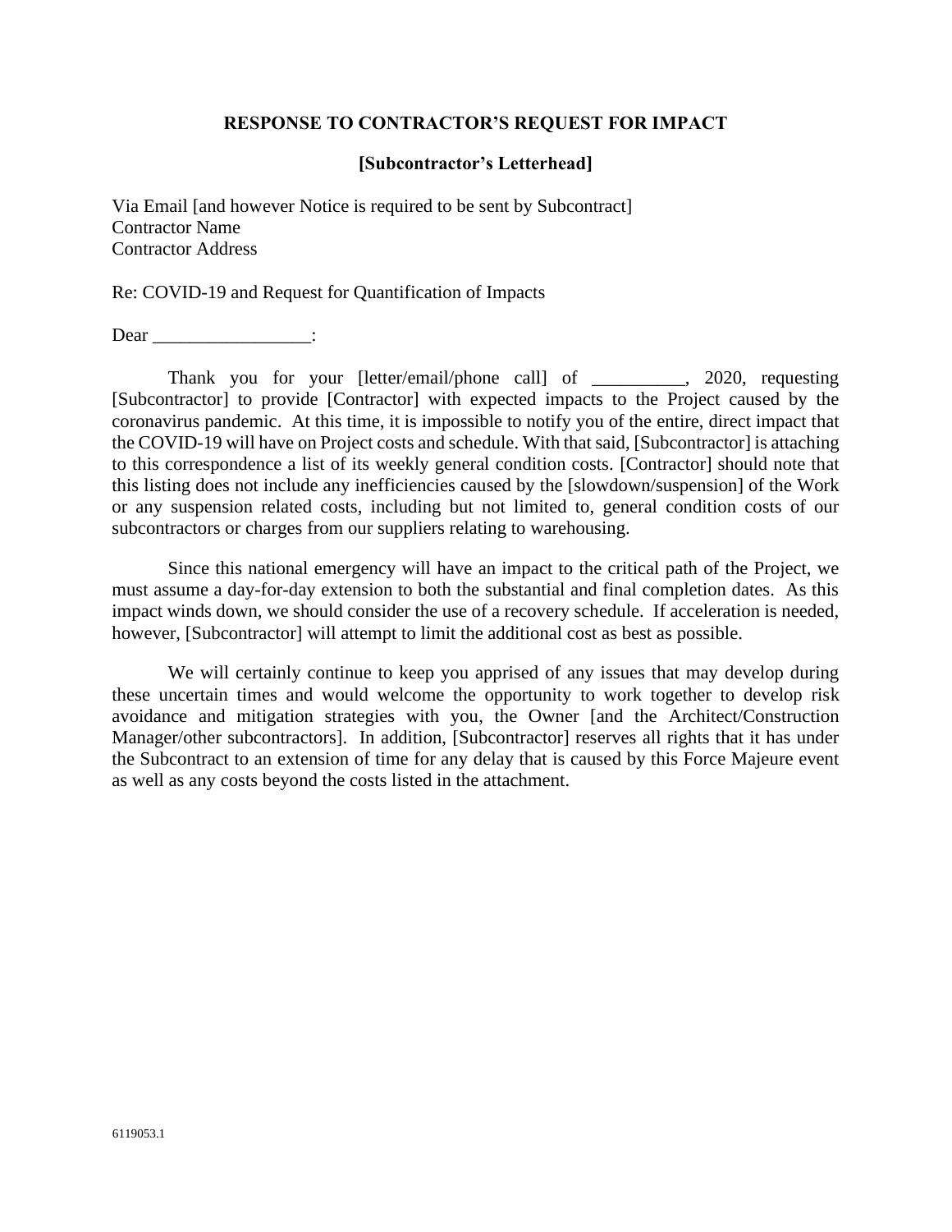## RESPONSE TO CONTRACTOR'S REQUEST FOR IMPACT

**[Subcontractor's Letterhead]**

Via Email [and however Notice is required to be sent by Subcontract]
Contractor Name
Contractor Address

Re: COVID-19 and Request for Quantification of Impacts

Dear _________________:

Thank you for your [letter/email/phone call] of __________, 2020, requesting [Subcontractor] to provide [Contractor] with expected impacts to the Project caused by the coronavirus pandemic. At this time, it is impossible to notify you of the entire, direct impact that the COVID-19 will have on Project costs and schedule. With that said, [Subcontractor] is attaching to this correspondence a list of its weekly general condition costs. [Contractor] should note that this listing does not include any inefficiencies caused by the [slowdown/suspension] of the Work or any suspension related costs, including but not limited to, general condition costs of our subcontractors or charges from our suppliers relating to warehousing.

Since this national emergency will have an impact to the critical path of the Project, we must assume a day-for-day extension to both the substantial and final completion dates. As this impact winds down, we should consider the use of a recovery schedule. If acceleration is needed, however, [Subcontractor] will attempt to limit the additional cost as best as possible.

We will certainly continue to keep you apprised of any issues that may develop during these uncertain times and would welcome the opportunity to work together to develop risk avoidance and mitigation strategies with you, the Owner [and the Architect/Construction Manager/other subcontractors]. In addition, [Subcontractor] reserves all rights that it has under the Subcontract to an extension of time for any delay that is caused by this Force Majeure event as well as any costs beyond the costs listed in the attachment.

6119053.1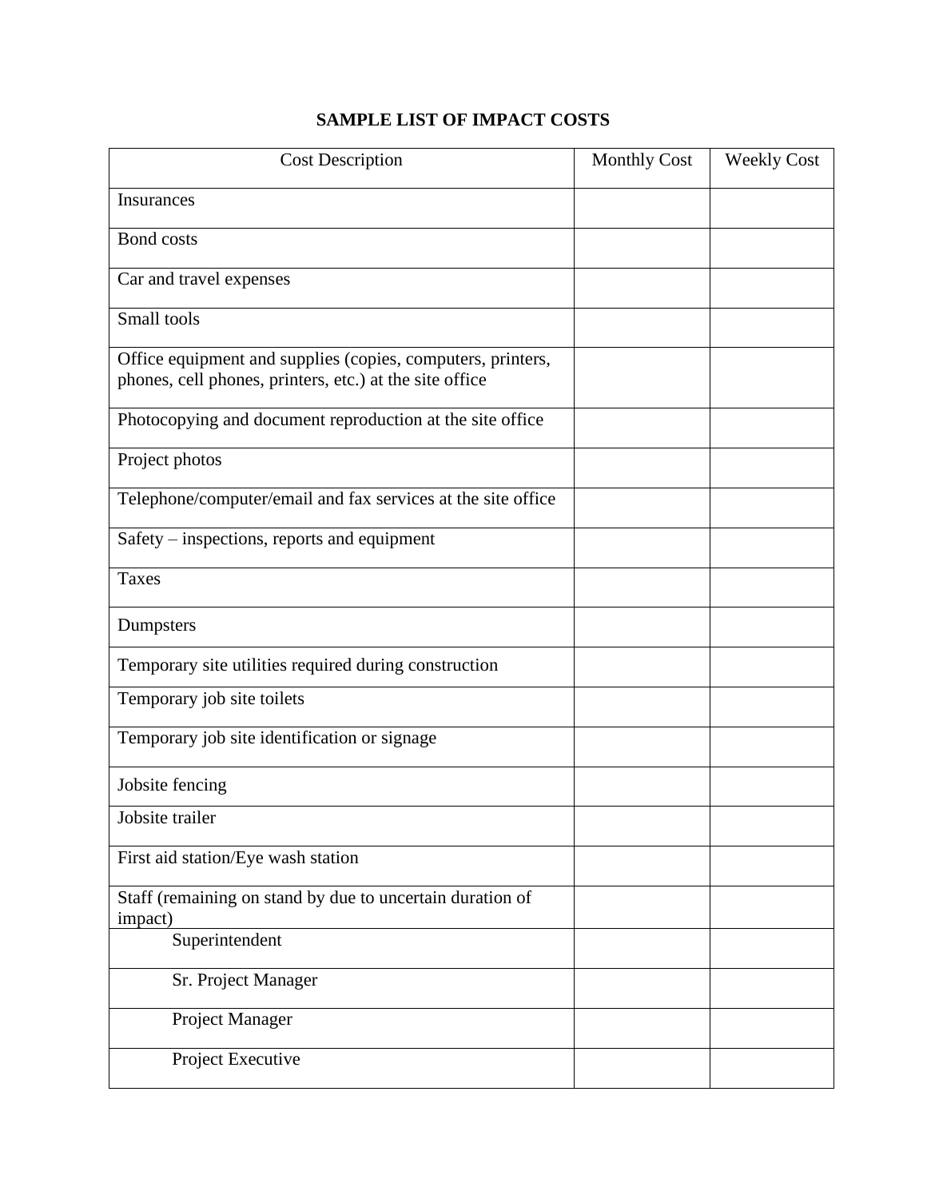## SAMPLE LIST OF IMPACT COSTS

| Cost Description | Monthly Cost | Weekly Cost |
| --- | --- | --- |
| Insurances | | |
| Bond costs | | |
| Car and travel expenses | | |
| Small tools | | |
| Office equipment and supplies (copies, computers, printers, phones, cell phones, printers, etc.) at the site office | | |
| Photocopying and document reproduction at the site office | | |
| Project photos | | |
| Telephone/computer/email and fax services at the site office | | |
| Safety – inspections, reports and equipment | | |
| Taxes | | |
| Dumpsters | | |
| Temporary site utilities required during construction | | |
| Temporary job site toilets | | |
| Temporary job site identification or signage | | |
| Jobsite fencing | | |
| Jobsite trailer | | |
| First aid station/Eye wash station | | |
| Staff (remaining on stand by due to uncertain duration of impact) | | |
| Superintendent | | |
| Sr. Project Manager | | |
| Project Manager | | |
| Project Executive | | |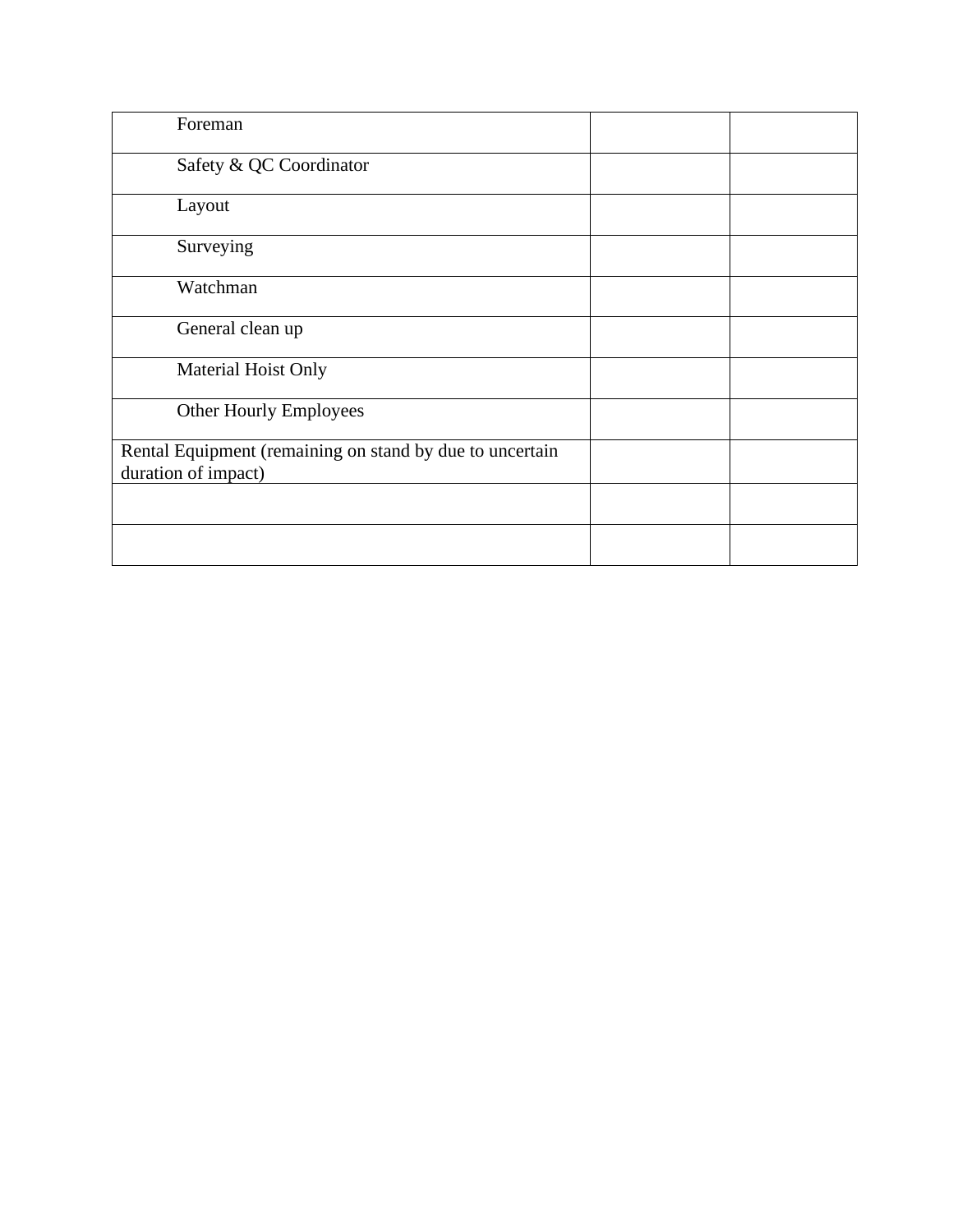| | | |
|---|---|---|
| Foreman | | |
| Safety & QC Coordinator | | |
| Layout | | |
| Surveying | | |
| Watchman | | |
| General clean up | | |
| Material Hoist Only | | |
| Other Hourly Employees | | |
| Rental Equipment (remaining on stand by due to uncertain duration of impact) | | |
| | | |
| | | |